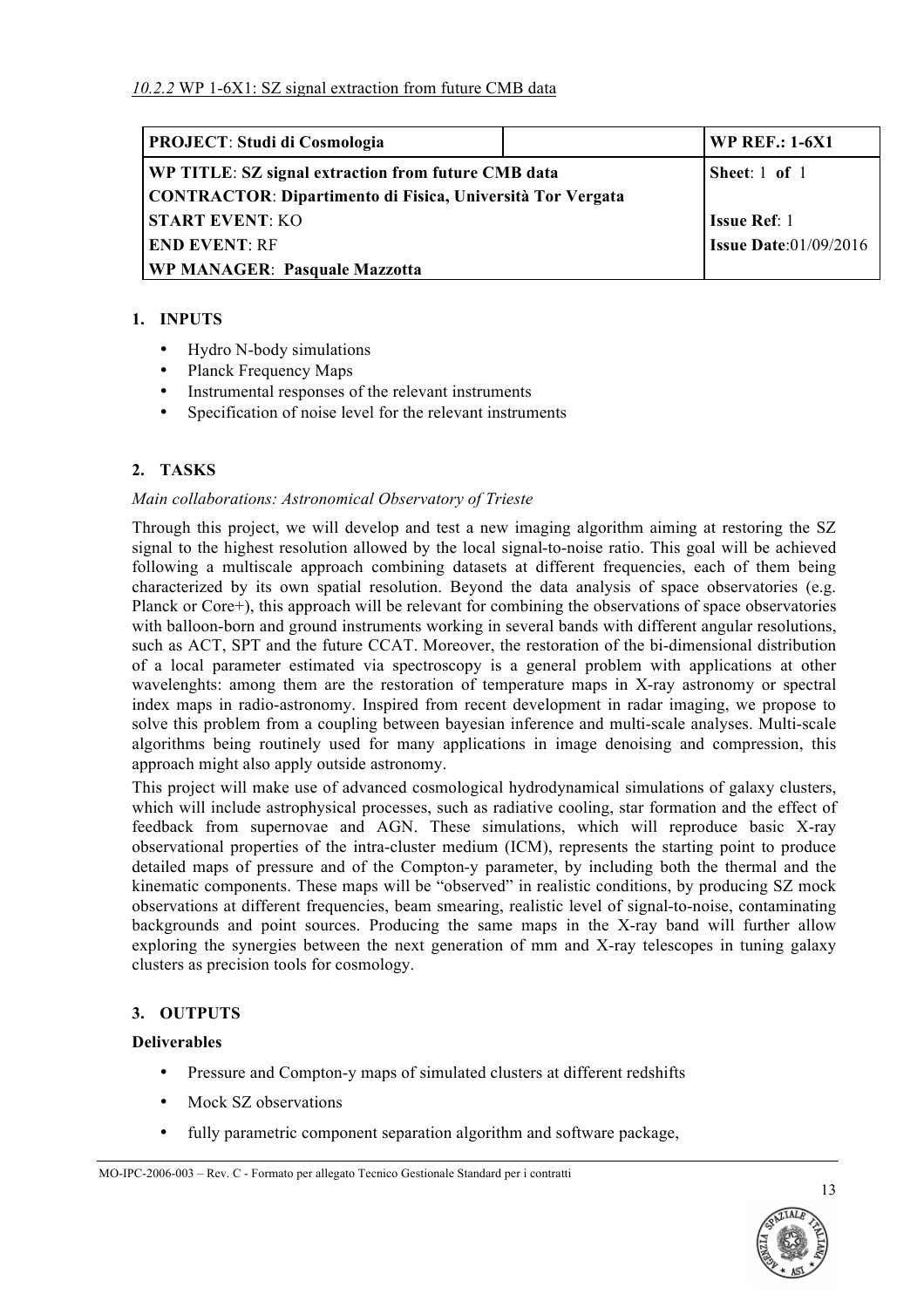*10.2.2* WP 1-6X1: SZ signal extraction from future CMB data

| **PROJECT**: **Studi di Cosmologia** | | **WP REF.: 1-6X1** |
|---|---|---|
| **WP TITLE**: **SZ signal extraction from future CMB data** | | **Sheet**: 1 **of** 1 |
| **CONTRACTOR**: **Dipartimento di Fisica, Università Tor Vergata** | | |
| **START EVENT**: KO | | **Issue Ref**: 1 |
| **END EVENT**: RF | | **Issue Date**:01/09/2016 |
| **WP MANAGER**: **Pasquale Mazzotta** | | |

## 1. INPUTS

- Hydro N-body simulations
- Planck Frequency Maps
- Instrumental responses of the relevant instruments
- Specification of noise level for the relevant instruments

## 2. TASKS

*Main collaborations: Astronomical Observatory of Trieste*

Through this project, we will develop and test a new imaging algorithm aiming at restoring the SZ signal to the highest resolution allowed by the local signal-to-noise ratio. This goal will be achieved following a multiscale approach combining datasets at different frequencies, each of them being characterized by its own spatial resolution. Beyond the data analysis of space observatories (e.g. Planck or Core+), this approach will be relevant for combining the observations of space observatories with balloon-born and ground instruments working in several bands with different angular resolutions, such as ACT, SPT and the future CCAT. Moreover, the restoration of the bi-dimensional distribution of a local parameter estimated via spectroscopy is a general problem with applications at other wavelenghts: among them are the restoration of temperature maps in X-ray astronomy or spectral index maps in radio-astronomy. Inspired from recent development in radar imaging, we propose to solve this problem from a coupling between bayesian inference and multi-scale analyses. Multi-scale algorithms being routinely used for many applications in image denoising and compression, this approach might also apply outside astronomy.

This project will make use of advanced cosmological hydrodynamical simulations of galaxy clusters, which will include astrophysical processes, such as radiative cooling, star formation and the effect of feedback from supernovae and AGN. These simulations, which will reproduce basic X-ray observational properties of the intra-cluster medium (ICM), represents the starting point to produce detailed maps of pressure and of the Compton-y parameter, by including both the thermal and the kinematic components. These maps will be "observed" in realistic conditions, by producing SZ mock observations at different frequencies, beam smearing, realistic level of signal-to-noise, contaminating backgrounds and point sources. Producing the same maps in the X-ray band will further allow exploring the synergies between the next generation of mm and X-ray telescopes in tuning galaxy clusters as precision tools for cosmology.

## 3. OUTPUTS

**Deliverables**

- Pressure and Compton-y maps of simulated clusters at different redshifts
- Mock SZ observations
- fully parametric component separation algorithm and software package,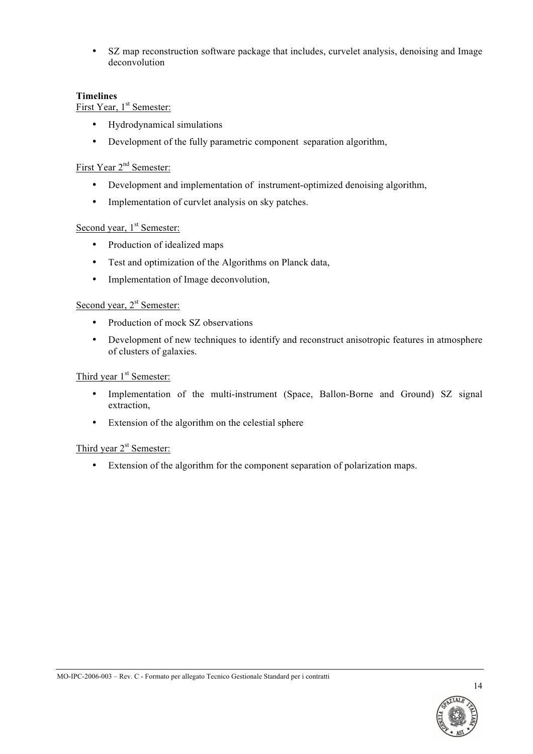- SZ map reconstruction software package that includes, curvelet analysis, denoising and Image deconvolution

**Timelines**

First Year, 1st Semester:

- Hydrodynamical simulations
- Development of the fully parametric component separation algorithm,

First Year 2nd Semester:

- Development and implementation of instrument-optimized denoising algorithm,
- Implementation of curvlet analysis on sky patches.

Second year, 1st Semester:

- Production of idealized maps
- Test and optimization of the Algorithms on Planck data,
- Implementation of Image deconvolution,

Second year, 2st Semester:

- Production of mock SZ observations
- Development of new techniques to identify and reconstruct anisotropic features in atmosphere of clusters of galaxies.

Third year 1st Semester:

- Implementation of the multi-instrument (Space, Ballon-Borne and Ground) SZ signal extraction,
- Extension of the algorithm on the celestial sphere

Third year 2st Semester:

- Extension of the algorithm for the component separation of polarization maps.